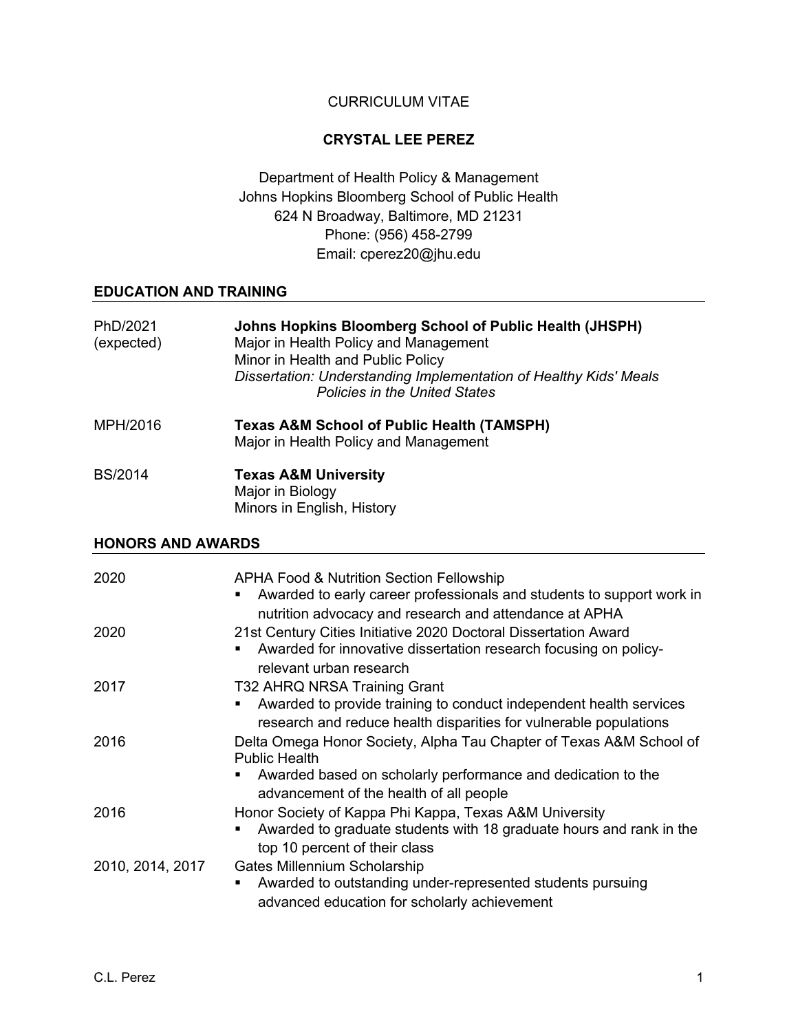CURRICULUM VITAE

# CRYSTAL LEE PEREZ

Department of Health Policy & Management
Johns Hopkins Bloomberg School of Public Health
624 N Broadway, Baltimore, MD 21231
Phone: (956) 458-2799
Email: cperez20@jhu.edu

## EDUCATION AND TRAINING

PhD/2021 (expected)
**Johns Hopkins Bloomberg School of Public Health (JHSPH)**
Major in Health Policy and Management
Minor in Health and Public Policy
*Dissertation: Understanding Implementation of Healthy Kids' Meals Policies in the United States*

MPH/2016
**Texas A&M School of Public Health (TAMSPH)**
Major in Health Policy and Management

BS/2014
**Texas A&M University**
Major in Biology
Minors in English, History

## HONORS AND AWARDS

2020 — APHA Food & Nutrition Section Fellowship
- Awarded to early career professionals and students to support work in nutrition advocacy and research and attendance at APHA

2020 — 21st Century Cities Initiative 2020 Doctoral Dissertation Award
- Awarded for innovative dissertation research focusing on policy-relevant urban research

2017 — T32 AHRQ NRSA Training Grant
- Awarded to provide training to conduct independent health services research and reduce health disparities for vulnerable populations

2016 — Delta Omega Honor Society, Alpha Tau Chapter of Texas A&M School of Public Health
- Awarded based on scholarly performance and dedication to the advancement of the health of all people

2016 — Honor Society of Kappa Phi Kappa, Texas A&M University
- Awarded to graduate students with 18 graduate hours and rank in the top 10 percent of their class

2010, 2014, 2017 — Gates Millennium Scholarship
- Awarded to outstanding under-represented students pursuing advanced education for scholarly achievement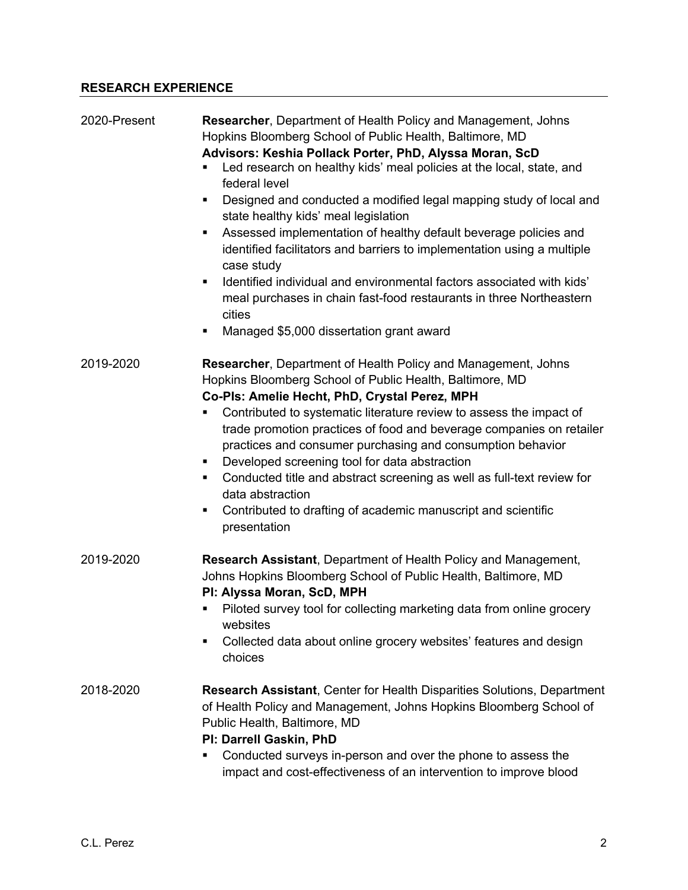## RESEARCH EXPERIENCE

2020-Present — **Researcher**, Department of Health Policy and Management, Johns Hopkins Bloomberg School of Public Health, Baltimore, MD
**Advisors: Keshia Pollack Porter, PhD, Alyssa Moran, ScD**

- Led research on healthy kids' meal policies at the local, state, and federal level
- Designed and conducted a modified legal mapping study of local and state healthy kids' meal legislation
- Assessed implementation of healthy default beverage policies and identified facilitators and barriers to implementation using a multiple case study
- Identified individual and environmental factors associated with kids' meal purchases in chain fast-food restaurants in three Northeastern cities
- Managed $5,000 dissertation grant award

2019-2020 — **Researcher**, Department of Health Policy and Management, Johns Hopkins Bloomberg School of Public Health, Baltimore, MD
**Co-PIs: Amelie Hecht, PhD, Crystal Perez, MPH**

- Contributed to systematic literature review to assess the impact of trade promotion practices of food and beverage companies on retailer practices and consumer purchasing and consumption behavior
- Developed screening tool for data abstraction
- Conducted title and abstract screening as well as full-text review for data abstraction
- Contributed to drafting of academic manuscript and scientific presentation

2019-2020 — **Research Assistant**, Department of Health Policy and Management, Johns Hopkins Bloomberg School of Public Health, Baltimore, MD
**PI: Alyssa Moran, ScD, MPH**

- Piloted survey tool for collecting marketing data from online grocery websites
- Collected data about online grocery websites' features and design choices

2018-2020 — **Research Assistant**, Center for Health Disparities Solutions, Department of Health Policy and Management, Johns Hopkins Bloomberg School of Public Health, Baltimore, MD
**PI: Darrell Gaskin, PhD**

- Conducted surveys in-person and over the phone to assess the impact and cost-effectiveness of an intervention to improve blood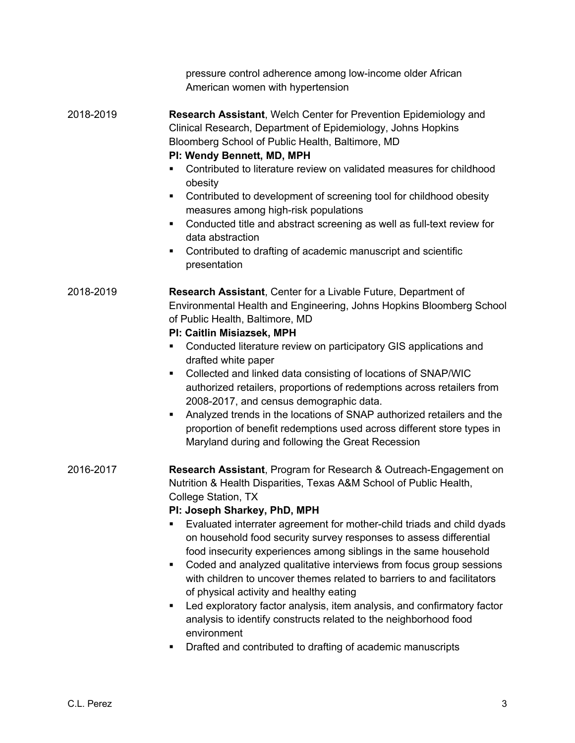pressure control adherence among low-income older African American women with hypertension

2018-2019 **Research Assistant**, Welch Center for Prevention Epidemiology and Clinical Research, Department of Epidemiology, Johns Hopkins Bloomberg School of Public Health, Baltimore, MD

**PI: Wendy Bennett, MD, MPH**

- Contributed to literature review on validated measures for childhood obesity
- Contributed to development of screening tool for childhood obesity measures among high-risk populations
- Conducted title and abstract screening as well as full-text review for data abstraction
- Contributed to drafting of academic manuscript and scientific presentation

2018-2019 **Research Assistant**, Center for a Livable Future, Department of Environmental Health and Engineering, Johns Hopkins Bloomberg School of Public Health, Baltimore, MD

**PI: Caitlin Misiazsek, MPH**

- Conducted literature review on participatory GIS applications and drafted white paper
- Collected and linked data consisting of locations of SNAP/WIC authorized retailers, proportions of redemptions across retailers from 2008-2017, and census demographic data.
- Analyzed trends in the locations of SNAP authorized retailers and the proportion of benefit redemptions used across different store types in Maryland during and following the Great Recession

2016-2017 **Research Assistant**, Program for Research & Outreach-Engagement on Nutrition & Health Disparities, Texas A&M School of Public Health, College Station, TX

**PI: Joseph Sharkey, PhD, MPH**

- Evaluated interrater agreement for mother-child triads and child dyads on household food security survey responses to assess differential food insecurity experiences among siblings in the same household
- Coded and analyzed qualitative interviews from focus group sessions with children to uncover themes related to barriers to and facilitators of physical activity and healthy eating
- Led exploratory factor analysis, item analysis, and confirmatory factor analysis to identify constructs related to the neighborhood food environment
- Drafted and contributed to drafting of academic manuscripts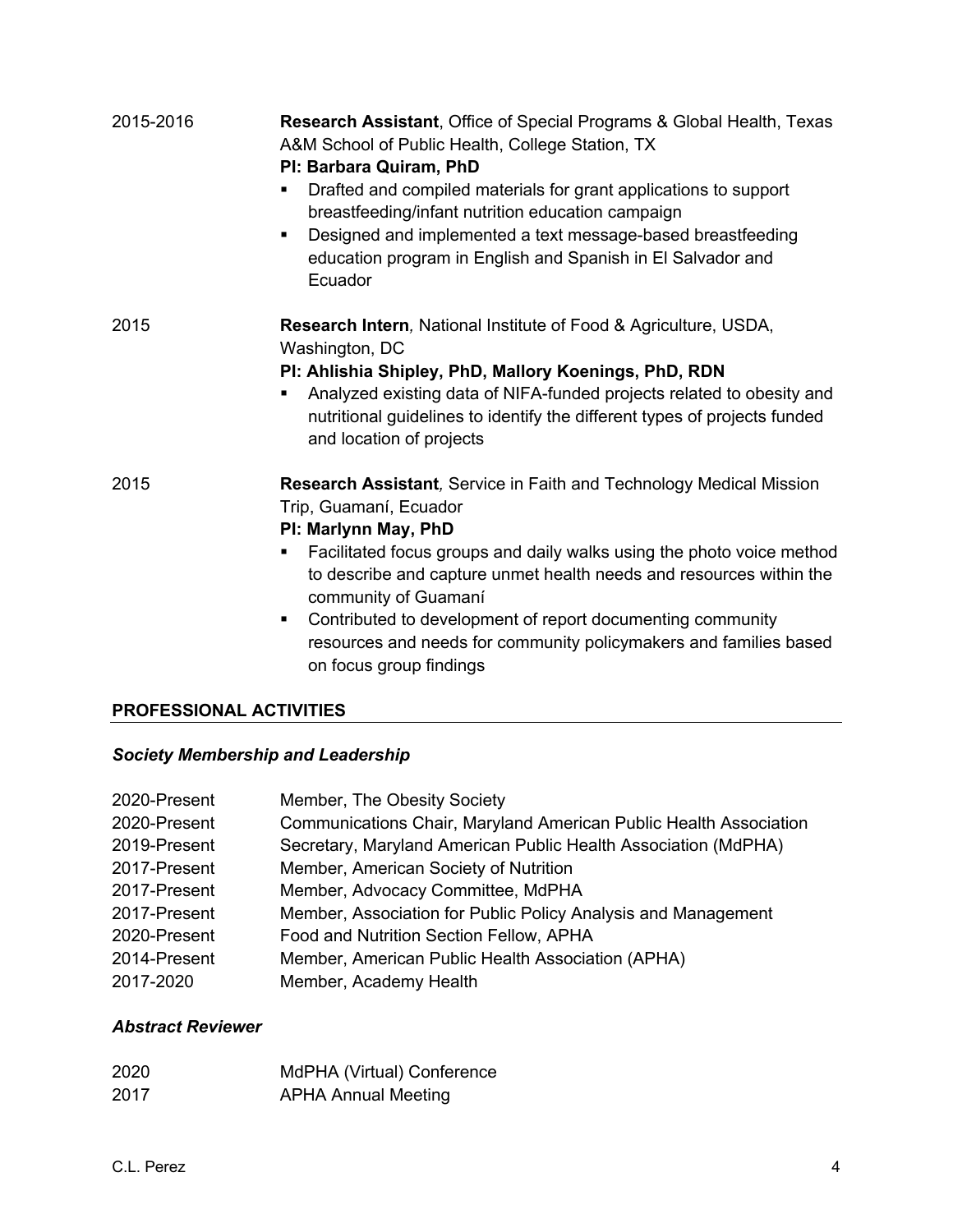2015-2016 **Research Assistant**, Office of Special Programs & Global Health, Texas A&M School of Public Health, College Station, TX
**PI: Barbara Quiram, PhD**

- Drafted and compiled materials for grant applications to support breastfeeding/infant nutrition education campaign
- Designed and implemented a text message-based breastfeeding education program in English and Spanish in El Salvador and Ecuador

2015 **Research Intern***,* National Institute of Food & Agriculture, USDA, Washington, DC
**PI: Ahlishia Shipley, PhD, Mallory Koenings, PhD, RDN**

- Analyzed existing data of NIFA-funded projects related to obesity and nutritional guidelines to identify the different types of projects funded and location of projects

2015 **Research Assistant***,* Service in Faith and Technology Medical Mission Trip, Guamaní, Ecuador
**PI: Marlynn May, PhD**

- Facilitated focus groups and daily walks using the photo voice method to describe and capture unmet health needs and resources within the community of Guamaní
- Contributed to development of report documenting community resources and needs for community policymakers and families based on focus group findings

## PROFESSIONAL ACTIVITIES

### *Society Membership and Leadership*

| | |
|---|---|
| 2020-Present | Member, The Obesity Society |
| 2020-Present | Communications Chair, Maryland American Public Health Association |
| 2019-Present | Secretary, Maryland American Public Health Association (MdPHA) |
| 2017-Present | Member, American Society of Nutrition |
| 2017-Present | Member, Advocacy Committee, MdPHA |
| 2017-Present | Member, Association for Public Policy Analysis and Management |
| 2020-Present | Food and Nutrition Section Fellow, APHA |
| 2014-Present | Member, American Public Health Association (APHA) |
| 2017-2020 | Member, Academy Health |

### *Abstract Reviewer*

| | |
|---|---|
| 2020 | MdPHA (Virtual) Conference |
| 2017 | APHA Annual Meeting |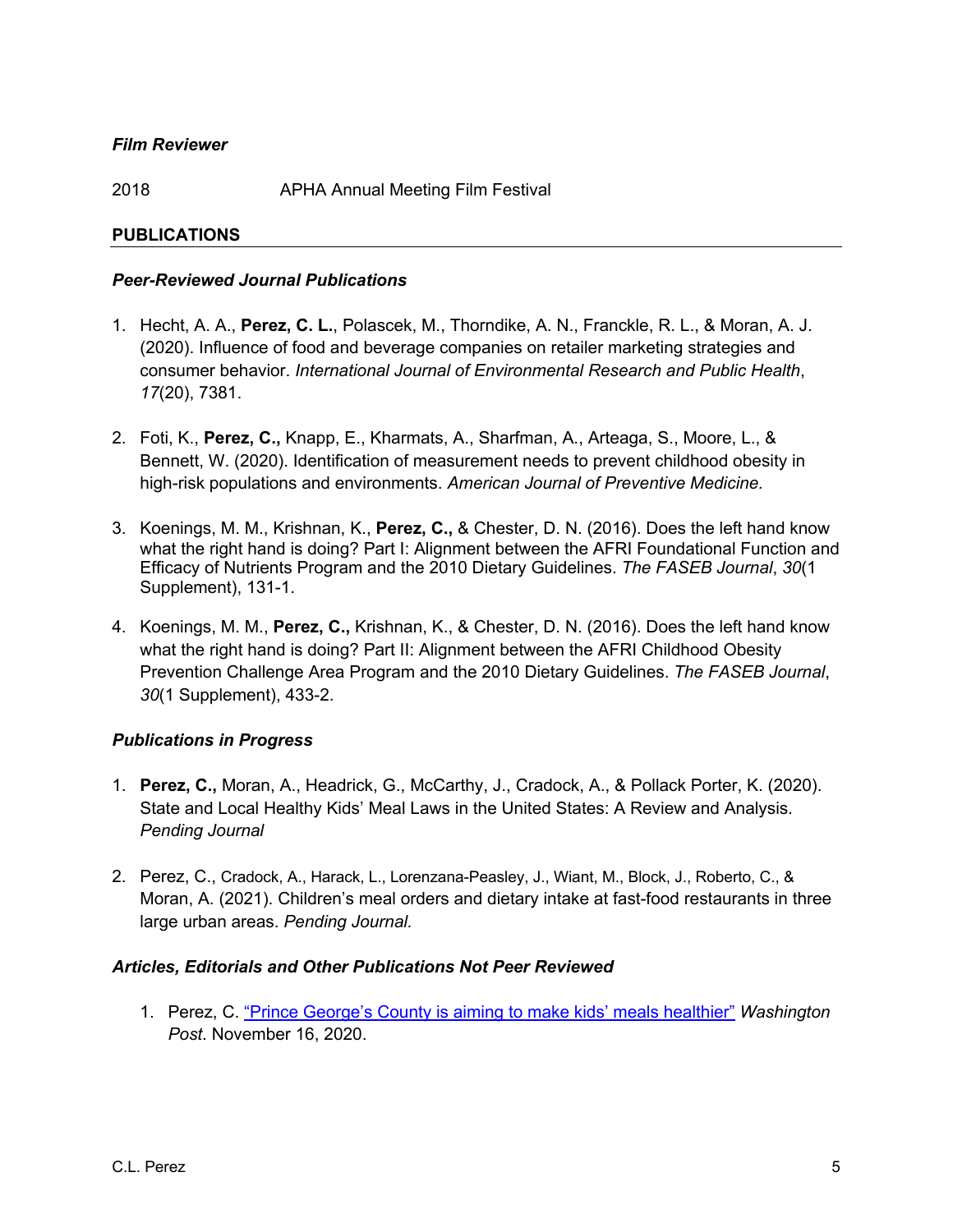***Film Reviewer***

2018 APHA Annual Meeting Film Festival

## PUBLICATIONS

### *Peer-Reviewed Journal Publications*

1. Hecht, A. A., **Perez, C. L.**, Polascek, M., Thorndike, A. N., Franckle, R. L., & Moran, A. J. (2020). Influence of food and beverage companies on retailer marketing strategies and consumer behavior. *International Journal of Environmental Research and Public Health*, *17*(20), 7381.

2. Foti, K., **Perez, C.,** Knapp, E., Kharmats, A., Sharfman, A., Arteaga, S., Moore, L., & Bennett, W. (2020). Identification of measurement needs to prevent childhood obesity in high-risk populations and environments. *American Journal of Preventive Medicine.*

3. Koenings, M. M., Krishnan, K., **Perez, C.,** & Chester, D. N. (2016). Does the left hand know what the right hand is doing? Part I: Alignment between the AFRI Foundational Function and Efficacy of Nutrients Program and the 2010 Dietary Guidelines. *The FASEB Journal*, *30*(1 Supplement), 131-1.

4. Koenings, M. M., **Perez, C.,** Krishnan, K., & Chester, D. N. (2016). Does the left hand know what the right hand is doing? Part II: Alignment between the AFRI Childhood Obesity Prevention Challenge Area Program and the 2010 Dietary Guidelines. *The FASEB Journal*, *30*(1 Supplement), 433-2.

### *Publications in Progress*

1. **Perez, C.,** Moran, A., Headrick, G., McCarthy, J., Cradock, A., & Pollack Porter, K. (2020). State and Local Healthy Kids' Meal Laws in the United States: A Review and Analysis. *Pending Journal*

2. Perez, C., Cradock, A., Harack, L., Lorenzana-Peasley, J., Wiant, M., Block, J., Roberto, C., & Moran, A. (2021). Children's meal orders and dietary intake at fast-food restaurants in three large urban areas. *Pending Journal.*

### *Articles, Editorials and Other Publications Not Peer Reviewed*

1. Perez, C. "Prince George's County is aiming to make kids' meals healthier" *Washington Post*. November 16, 2020.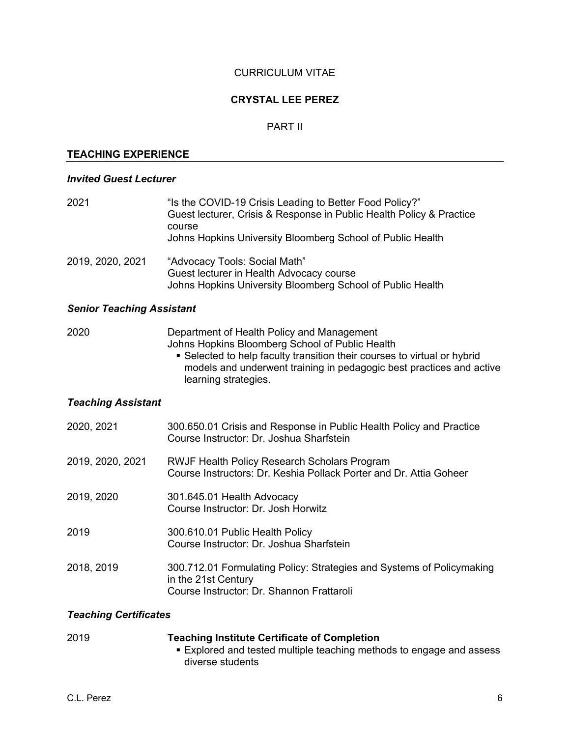CURRICULUM VITAE

**CRYSTAL LEE PEREZ**

PART II

## TEACHING EXPERIENCE

### *Invited Guest Lecturer*

2021 — "Is the COVID-19 Crisis Leading to Better Food Policy?"
Guest lecturer, Crisis & Response in Public Health Policy & Practice course
Johns Hopkins University Bloomberg School of Public Health

2019, 2020, 2021 — "Advocacy Tools: Social Math"
Guest lecturer in Health Advocacy course
Johns Hopkins University Bloomberg School of Public Health

### *Senior Teaching Assistant*

2020 — Department of Health Policy and Management
Johns Hopkins Bloomberg School of Public Health

- Selected to help faculty transition their courses to virtual or hybrid models and underwent training in pedagogic best practices and active learning strategies.

### *Teaching Assistant*

2020, 2021 — 300.650.01 Crisis and Response in Public Health Policy and Practice
Course Instructor: Dr. Joshua Sharfstein

2019, 2020, 2021 — RWJF Health Policy Research Scholars Program
Course Instructors: Dr. Keshia Pollack Porter and Dr. Attia Goheer

2019, 2020 — 301.645.01 Health Advocacy
Course Instructor: Dr. Josh Horwitz

2019 — 300.610.01 Public Health Policy
Course Instructor: Dr. Joshua Sharfstein

2018, 2019 — 300.712.01 Formulating Policy: Strategies and Systems of Policymaking in the 21st Century
Course Instructor: Dr. Shannon Frattaroli

### *Teaching Certificates*

2019 — **Teaching Institute Certificate of Completion**

- Explored and tested multiple teaching methods to engage and assess diverse students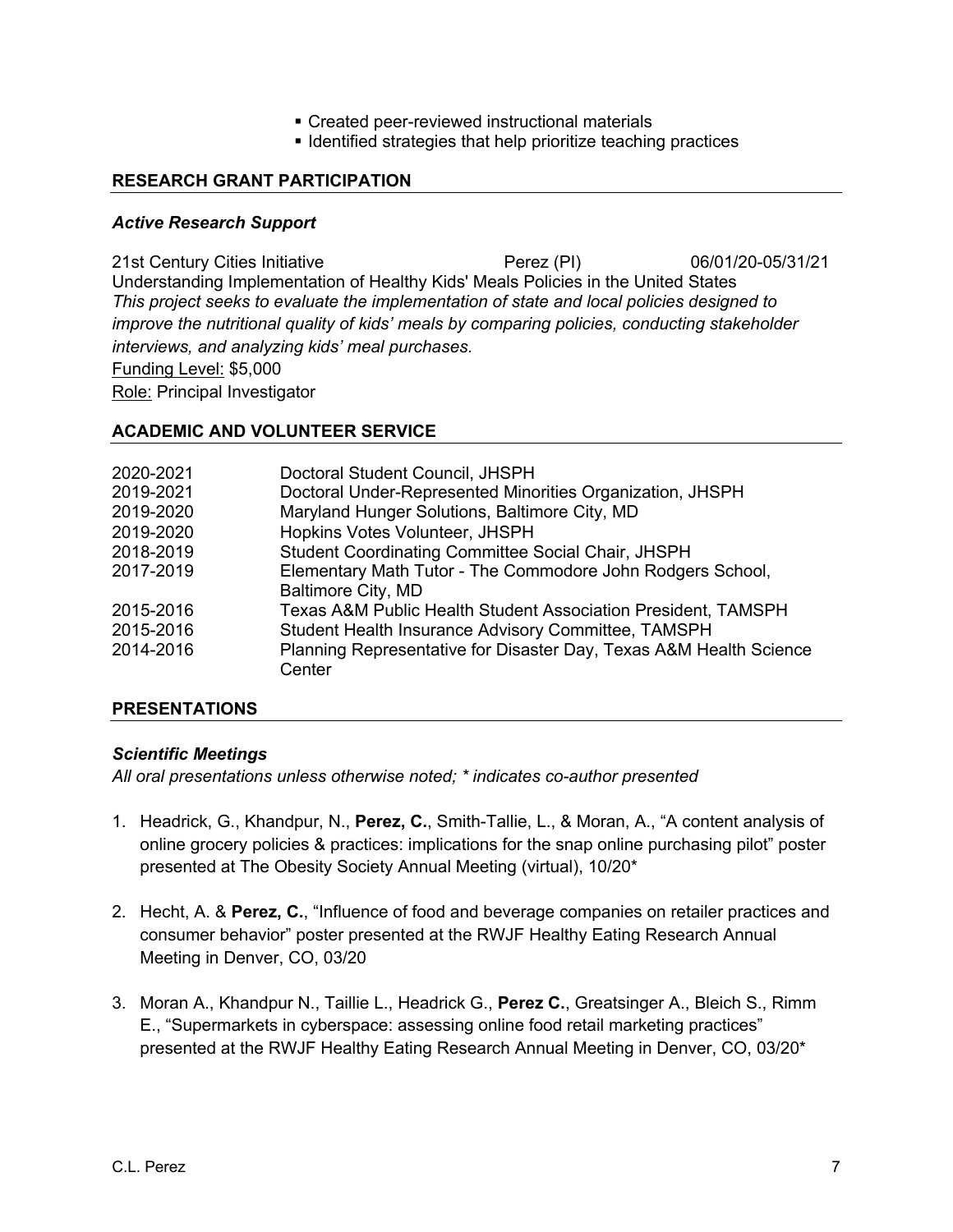- Created peer-reviewed instructional materials
- Identified strategies that help prioritize teaching practices

## RESEARCH GRANT PARTICIPATION

### *Active Research Support*

21st Century Cities Initiative — Perez (PI) — 06/01/20-05/31/21
Understanding Implementation of Healthy Kids' Meals Policies in the United States
*This project seeks to evaluate the implementation of state and local policies designed to improve the nutritional quality of kids' meals by comparing policies, conducting stakeholder interviews, and analyzing kids' meal purchases.*
Funding Level: $5,000
Role: Principal Investigator

## ACADEMIC AND VOLUNTEER SERVICE

| | |
|---|---|
| 2020-2021 | Doctoral Student Council, JHSPH |
| 2019-2021 | Doctoral Under-Represented Minorities Organization, JHSPH |
| 2019-2020 | Maryland Hunger Solutions, Baltimore City, MD |
| 2019-2020 | Hopkins Votes Volunteer, JHSPH |
| 2018-2019 | Student Coordinating Committee Social Chair, JHSPH |
| 2017-2019 | Elementary Math Tutor - The Commodore John Rodgers School, Baltimore City, MD |
| 2015-2016 | Texas A&M Public Health Student Association President, TAMSPH |
| 2015-2016 | Student Health Insurance Advisory Committee, TAMSPH |
| 2014-2016 | Planning Representative for Disaster Day, Texas A&M Health Science Center |

## PRESENTATIONS

### *Scientific Meetings*

*All oral presentations unless otherwise noted; * indicates co-author presented*

1. Headrick, G., Khandpur, N., **Perez, C.**, Smith-Tallie, L., & Moran, A., "A content analysis of online grocery policies & practices: implications for the snap online purchasing pilot" poster presented at The Obesity Society Annual Meeting (virtual), 10/20*

2. Hecht, A. & **Perez, C.**, "Influence of food and beverage companies on retailer practices and consumer behavior" poster presented at the RWJF Healthy Eating Research Annual Meeting in Denver, CO, 03/20

3. Moran A., Khandpur N., Taillie L., Headrick G., **Perez C.**, Greatsinger A., Bleich S., Rimm E., "Supermarkets in cyberspace: assessing online food retail marketing practices" presented at the RWJF Healthy Eating Research Annual Meeting in Denver, CO, 03/20*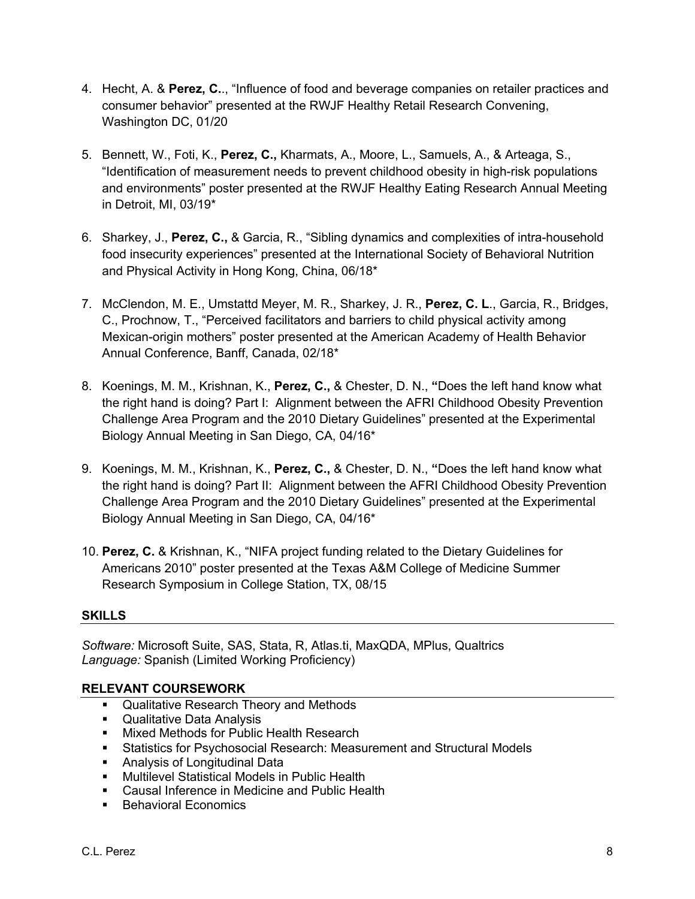4. Hecht, A. & **Perez, C.**., "Influence of food and beverage companies on retailer practices and consumer behavior" presented at the RWJF Healthy Retail Research Convening, Washington DC, 01/20

5. Bennett, W., Foti, K., **Perez, C.,** Kharmats, A., Moore, L., Samuels, A., & Arteaga, S., "Identification of measurement needs to prevent childhood obesity in high-risk populations and environments" poster presented at the RWJF Healthy Eating Research Annual Meeting in Detroit, MI, 03/19*

6. Sharkey, J., **Perez, C.,** & Garcia, R., "Sibling dynamics and complexities of intra-household food insecurity experiences" presented at the International Society of Behavioral Nutrition and Physical Activity in Hong Kong, China, 06/18*

7. McClendon, M. E., Umstattd Meyer, M. R., Sharkey, J. R., **Perez, C. L**., Garcia, R., Bridges, C., Prochnow, T., "Perceived facilitators and barriers to child physical activity among Mexican-origin mothers" poster presented at the American Academy of Health Behavior Annual Conference, Banff, Canada, 02/18*

8. Koenings, M. M., Krishnan, K., **Perez, C.,** & Chester, D. N., **"**Does the left hand know what the right hand is doing? Part I: Alignment between the AFRI Childhood Obesity Prevention Challenge Area Program and the 2010 Dietary Guidelines" presented at the Experimental Biology Annual Meeting in San Diego, CA, 04/16*

9. Koenings, M. M., Krishnan, K., **Perez, C.,** & Chester, D. N., **"**Does the left hand know what the right hand is doing? Part II: Alignment between the AFRI Childhood Obesity Prevention Challenge Area Program and the 2010 Dietary Guidelines" presented at the Experimental Biology Annual Meeting in San Diego, CA, 04/16*

10. **Perez, C.** & Krishnan, K., "NIFA project funding related to the Dietary Guidelines for Americans 2010" poster presented at the Texas A&M College of Medicine Summer Research Symposium in College Station, TX, 08/15

## SKILLS

*Software:* Microsoft Suite, SAS, Stata, R, Atlas.ti, MaxQDA, MPlus, Qualtrics
*Language:* Spanish (Limited Working Proficiency)

## RELEVANT COURSEWORK

- Qualitative Research Theory and Methods
- Qualitative Data Analysis
- Mixed Methods for Public Health Research
- Statistics for Psychosocial Research: Measurement and Structural Models
- Analysis of Longitudinal Data
- Multilevel Statistical Models in Public Health
- Causal Inference in Medicine and Public Health
- Behavioral Economics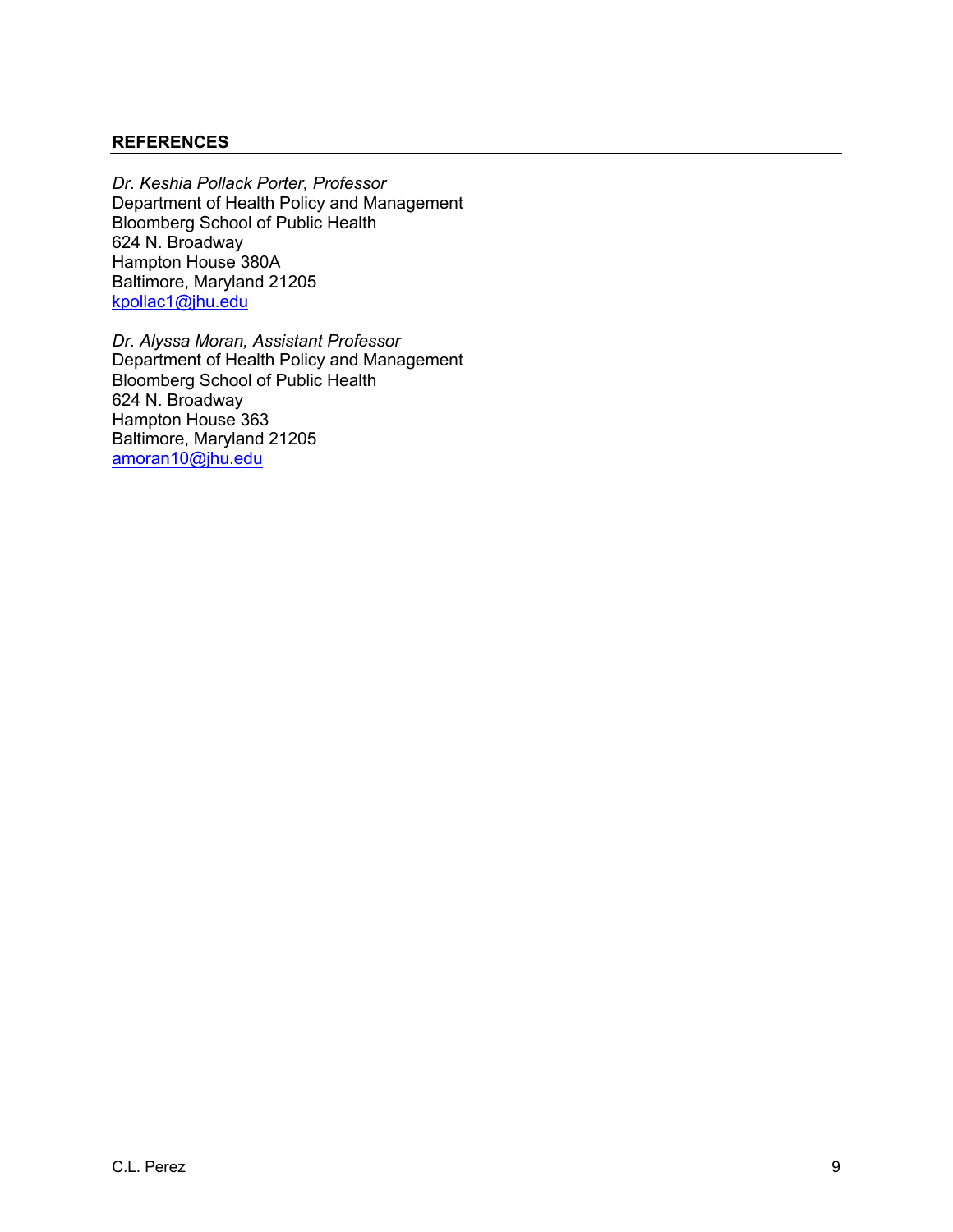## REFERENCES

*Dr. Keshia Pollack Porter, Professor*
Department of Health Policy and Management
Bloomberg School of Public Health
624 N. Broadway
Hampton House 380A
Baltimore, Maryland 21205
kpollac1@jhu.edu

*Dr. Alyssa Moran, Assistant Professor*
Department of Health Policy and Management
Bloomberg School of Public Health
624 N. Broadway
Hampton House 363
Baltimore, Maryland 21205
amoran10@jhu.edu